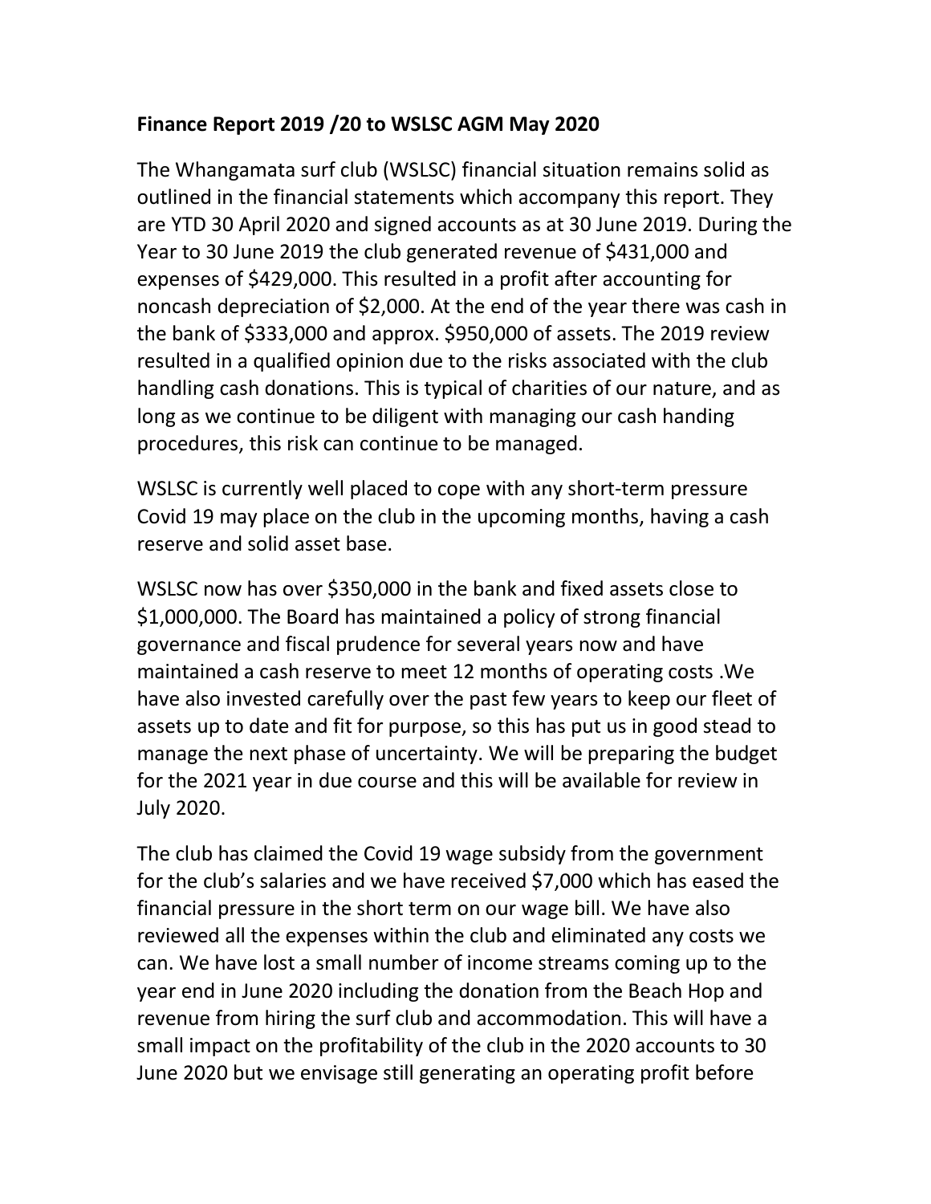**Finance Report 2019 /20 to WSLSC AGM May 2020**

The Whangamata surf club (WSLSC) financial situation remains solid as outlined in the financial statements which accompany this report. They are YTD 30 April 2020 and signed accounts as at 30 June 2019. During the Year to 30 June 2019 the club generated revenue of $431,000 and expenses of $429,000. This resulted in a profit after accounting for noncash depreciation of $2,000. At the end of the year there was cash in the bank of $333,000 and approx. $950,000 of assets. The 2019 review resulted in a qualified opinion due to the risks associated with the club handling cash donations. This is typical of charities of our nature, and as long as we continue to be diligent with managing our cash handing procedures, this risk can continue to be managed.

WSLSC is currently well placed to cope with any short-term pressure Covid 19 may place on the club in the upcoming months, having a cash reserve and solid asset base.

WSLSC now has over $350,000 in the bank and fixed assets close to $1,000,000. The Board has maintained a policy of strong financial governance and fiscal prudence for several years now and have maintained a cash reserve to meet 12 months of operating costs .We have also invested carefully over the past few years to keep our fleet of assets up to date and fit for purpose, so this has put us in good stead to manage the next phase of uncertainty. We will be preparing the budget for the 2021 year in due course and this will be available for review in July 2020.

The club has claimed the Covid 19 wage subsidy from the government for the club's salaries and we have received $7,000 which has eased the financial pressure in the short term on our wage bill. We have also reviewed all the expenses within the club and eliminated any costs we can. We have lost a small number of income streams coming up to the year end in June 2020 including the donation from the Beach Hop and revenue from hiring the surf club and accommodation. This will have a small impact on the profitability of the club in the 2020 accounts to 30 June 2020 but we envisage still generating an operating profit before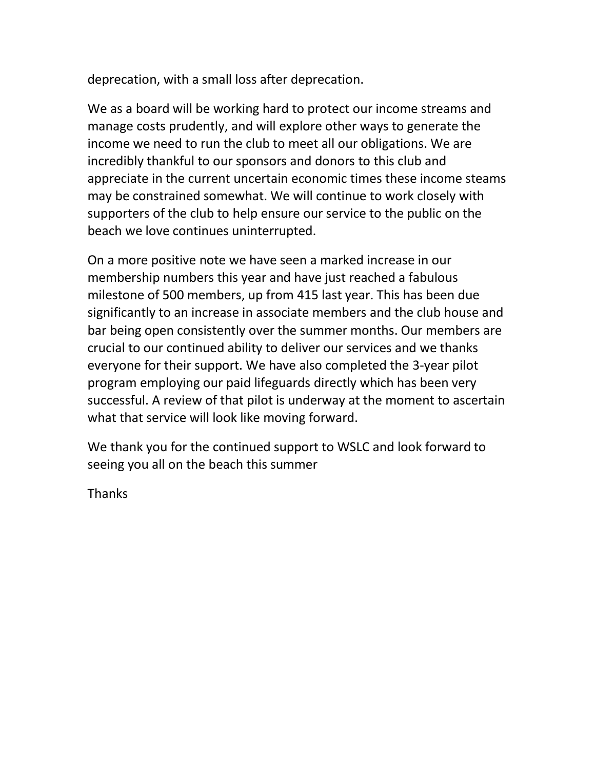deprecation, with a small loss after deprecation.

We as a board will be working hard to protect our income streams and manage costs prudently, and will explore other ways to generate the income we need to run the club to meet all our obligations. We are incredibly thankful to our sponsors and donors to this club and appreciate in the current uncertain economic times these income steams may be constrained somewhat. We will continue to work closely with supporters of the club to help ensure our service to the public on the beach we love continues uninterrupted.

On a more positive note we have seen a marked increase in our membership numbers this year and have just reached a fabulous milestone of 500 members, up from 415 last year. This has been due significantly to an increase in associate members and the club house and bar being open consistently over the summer months. Our members are crucial to our continued ability to deliver our services and we thanks everyone for their support. We have also completed the 3-year pilot program employing our paid lifeguards directly which has been very successful. A review of that pilot is underway at the moment to ascertain what that service will look like moving forward.

We thank you for the continued support to WSLC and look forward to seeing you all on the beach this summer

Thanks